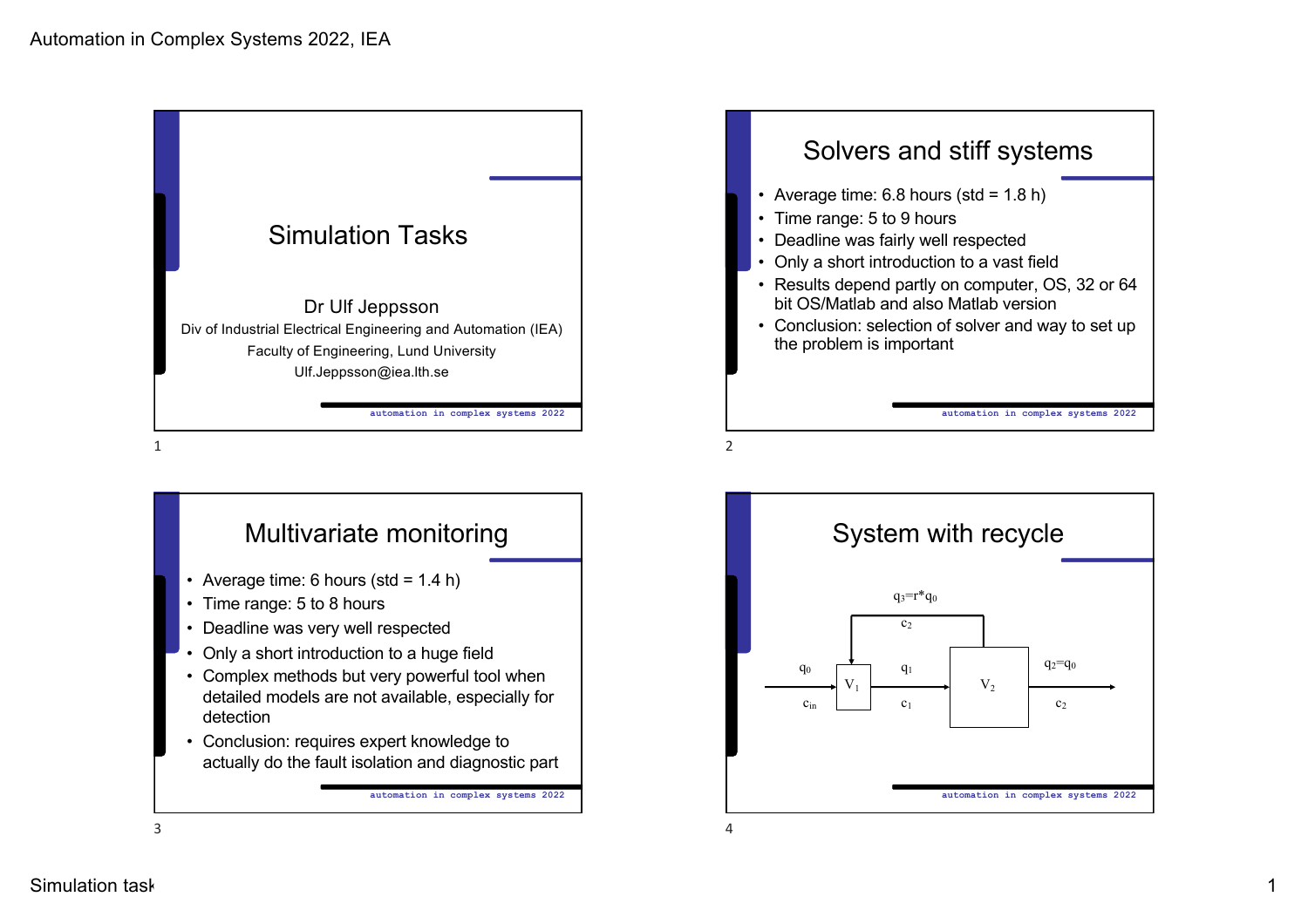# Simulation Tasks

Dr Ulf Jeppsson

Div of Industrial Electrical Engineering and Automation (IEA)

Faculty of Engineering, Lund University

Ulf.Jeppsson@iea.lth.se

## Solvers and stiff systems

- Average time: 6.8 hours (std = 1.8 h)
- Time range: 5 to 9 hours
- Deadline was fairly well respected
- Only a short introduction to a vast field
- Results depend partly on computer, OS, 32 or 64 bit OS/Matlab and also Matlab version
- Conclusion: selection of solver and way to set up the problem is important

## Multivariate monitoring

- Average time: 6 hours (std = 1.4 h)
- Time range: 5 to 8 hours
- Deadline was very well respected
- Only a short introduction to a huge field
- Complex methods but very powerful tool when detailed models are not available, especially for detection
- Conclusion: requires expert knowledge to actually do the fault isolation and diagnostic part

## System with recycle

$q_3 = r * q_0$

$c_2$

$q_0$, $c_{in}$ → $V_1$ → $q_1$, $c_1$ → $V_2$ → $q_2 = q_0$, $c_2$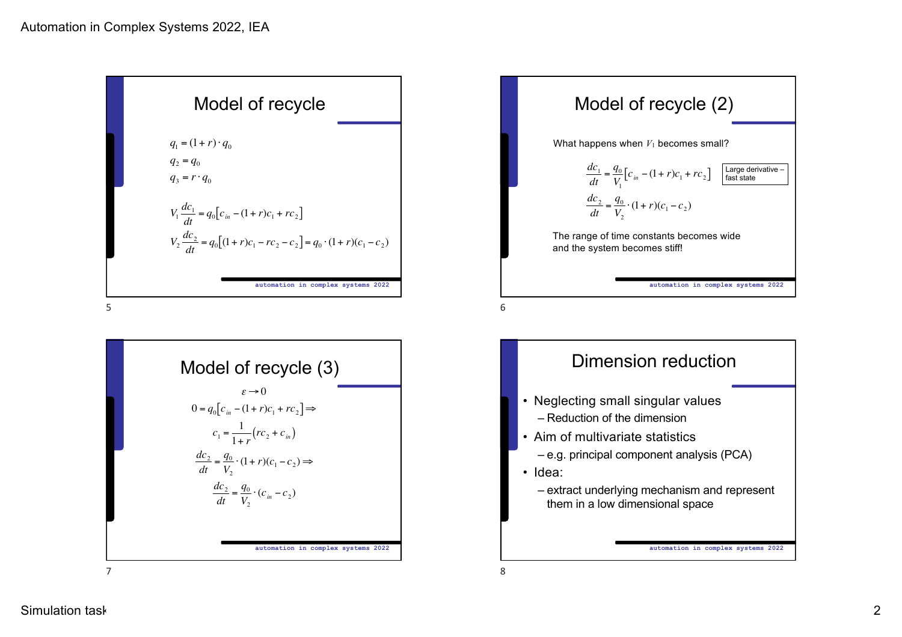## Model of recycle

$$q_1 = (1+r)\cdot q_0$$
$$q_2 = q_0$$
$$q_3 = r \cdot q_0$$

$$V_1 \frac{dc_1}{dt} = q_0\left[c_{in} - (1+r)c_1 + rc_2\right]$$
$$V_2 \frac{dc_2}{dt} = q_0\left[(1+r)c_1 - rc_2 - c_2\right] = q_0 \cdot (1+r)(c_1 - c_2)$$

## Model of recycle (2)

What happens when $V_1$ becomes small?

$$\frac{dc_1}{dt} = \frac{q_0}{V_1}\left[c_{in} - (1+r)c_1 + rc_2\right]$$

Large derivative – fast state

$$\frac{dc_2}{dt} = \frac{q_0}{V_2}\cdot(1+r)(c_1 - c_2)$$

The range of time constants becomes wide and the system becomes stiff!

## Model of recycle (3)

$$\varepsilon \to 0$$
$$0 = q_0\left[c_{in} - (1+r)c_1 + rc_2\right] \Rightarrow$$
$$c_1 = \frac{1}{1+r}\left(rc_2 + c_{in}\right)$$
$$\frac{dc_2}{dt} = \frac{q_0}{V_2}\cdot(1+r)(c_1 - c_2) \Rightarrow$$
$$\frac{dc_2}{dt} = \frac{q_0}{V_2}\cdot(c_{in} - c_2)$$

## Dimension reduction

- Neglecting small singular values
  - Reduction of the dimension
- Aim of multivariate statistics
  - e.g. principal component analysis (PCA)
- Idea:
  - extract underlying mechanism and represent them in a low dimensional space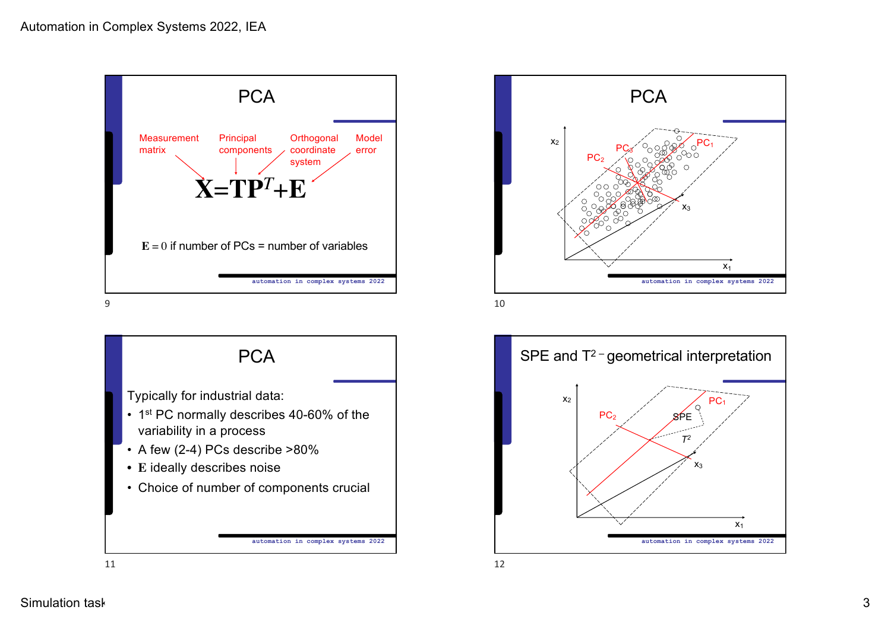## PCA

Measurement matrix — Principal components — Orthogonal coordinate system — Model error

$$\mathbf{X}=\mathbf{T}\mathbf{P}^T+\mathbf{E}$$

$\mathbf{E}=0$ if number of PCs = number of variables

## PCA

$x_2$, $PC_3$, $PC_1$, $PC_2$, $x_3$, $x_1$

## PCA

Typically for industrial data:

- 1st PC normally describes 40-60% of the variability in a process
- A few (2-4) PCs describe >80%
- $\mathbf{E}$ ideally describes noise
- Choice of number of components crucial

## SPE and $T^2$ – geometrical interpretation

$x_2$, $PC_2$, SPE, $PC_1$, $T^2$, $x_3$, $x_1$

Simulation task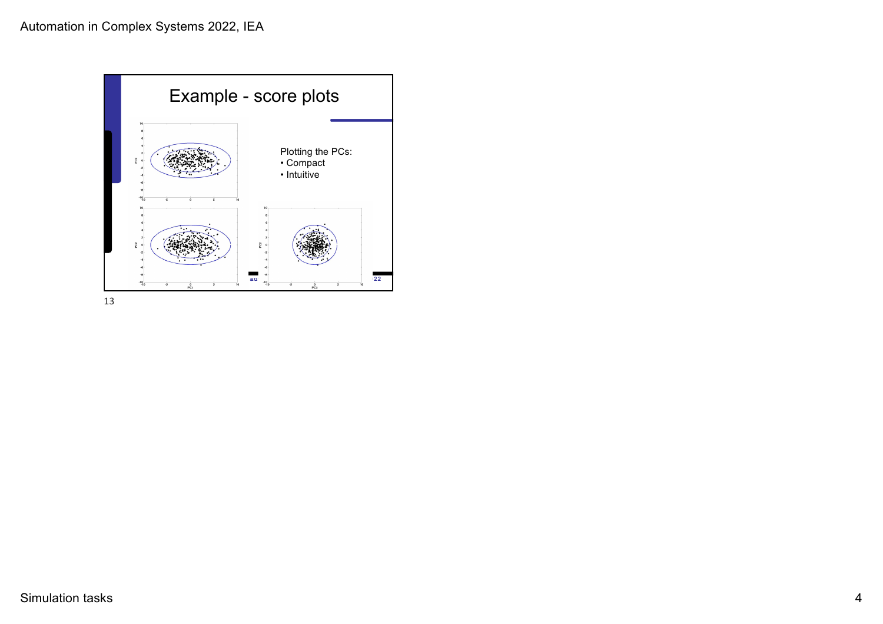# Example - score plots

Plotting the PCs:
- Compact
- Intuitive

PC1

PC2

PC3